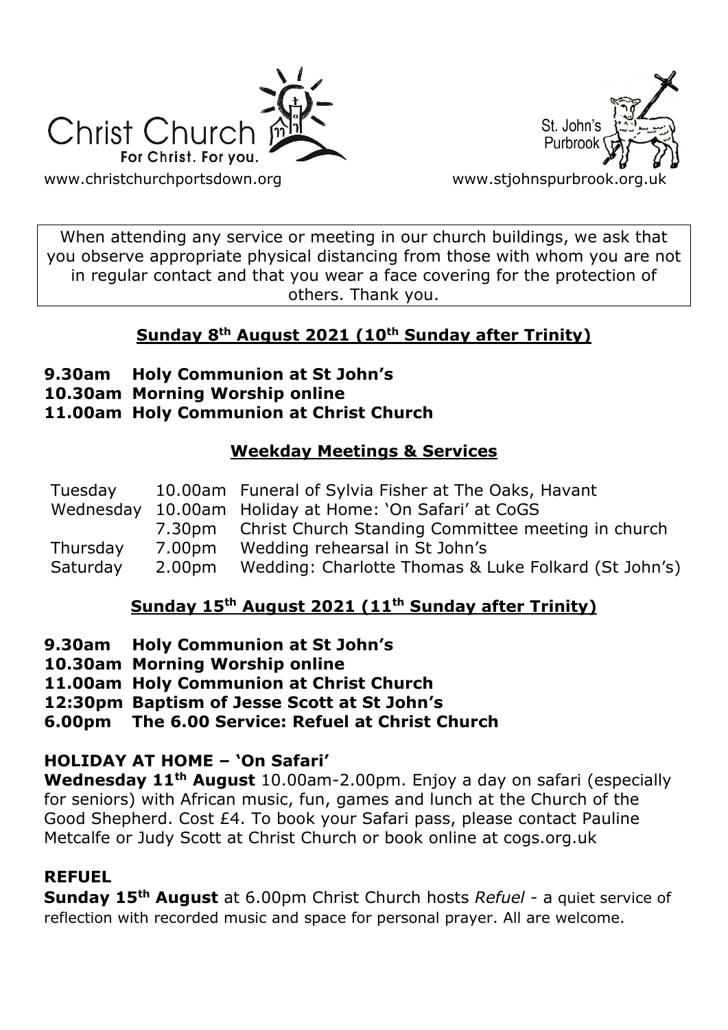Christ Church
For Christ. For you.

www.christchurchportsdown.org

St. John's Purbrook

www.stjohnspurbrook.org.uk

When attending any service or meeting in our church buildings, we ask that you observe appropriate physical distancing from those with whom you are not in regular contact and that you wear a face covering for the protection of others. Thank you.

## Sunday 8th August 2021 (10th Sunday after Trinity)

**9.30am Holy Communion at St John's**
**10.30am Morning Worship online**
**11.00am Holy Communion at Christ Church**

## Weekday Meetings & Services

| | | |
|---|---|---|
| Tuesday | 10.00am | Funeral of Sylvia Fisher at The Oaks, Havant |
| Wednesday | 10.00am | Holiday at Home: 'On Safari' at CoGS |
| | 7.30pm | Christ Church Standing Committee meeting in church |
| Thursday | 7.00pm | Wedding rehearsal in St John's |
| Saturday | 2.00pm | Wedding: Charlotte Thomas & Luke Folkard (St John's) |

## Sunday 15th August 2021 (11th Sunday after Trinity)

**9.30am Holy Communion at St John's**
**10.30am Morning Worship online**
**11.00am Holy Communion at Christ Church**
**12:30pm Baptism of Jesse Scott at St John's**
**6.00pm The 6.00 Service: Refuel at Christ Church**

### HOLIDAY AT HOME – 'On Safari'

**Wednesday 11th August** 10.00am-2.00pm. Enjoy a day on safari (especially for seniors) with African music, fun, games and lunch at the Church of the Good Shepherd. Cost £4. To book your Safari pass, please contact Pauline Metcalfe or Judy Scott at Christ Church or book online at cogs.org.uk

### REFUEL

**Sunday 15th August** at 6.00pm Christ Church hosts *Refuel* - a quiet service of reflection with recorded music and space for personal prayer. All are welcome.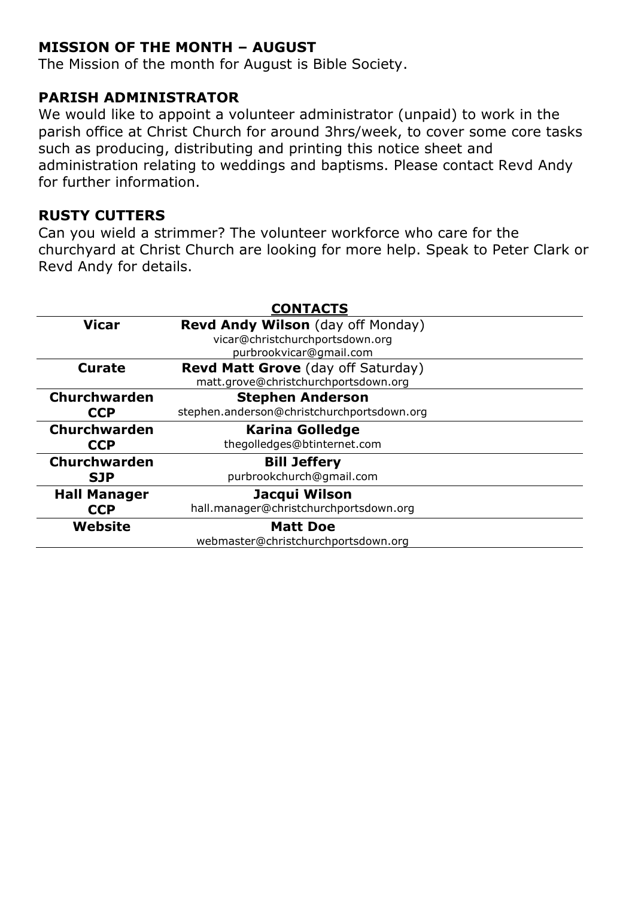**MISSION OF THE MONTH – AUGUST**

The Mission of the month for August is Bible Society.

**PARISH ADMINISTRATOR**

We would like to appoint a volunteer administrator (unpaid) to work in the parish office at Christ Church for around 3hrs/week, to cover some core tasks such as producing, distributing and printing this notice sheet and administration relating to weddings and baptisms. Please contact Revd Andy for further information.

**RUSTY CUTTERS**

Can you wield a strimmer? The volunteer workforce who care for the churchyard at Christ Church are looking for more help. Speak to Peter Clark or Revd Andy for details.

**CONTACTS**

| | |
|---|---|
| **Vicar** | **Revd Andy Wilson** (day off Monday)<br>vicar@christchurchportsdown.org<br>purbrookvicar@gmail.com |
| **Curate** | **Revd Matt Grove** (day off Saturday)<br>matt.grove@christchurchportsdown.org |
| **Churchwarden CCP** | **Stephen Anderson**<br>stephen.anderson@christchurchportsdown.org |
| **Churchwarden CCP** | **Karina Golledge**<br>thegolledges@btinternet.com |
| **Churchwarden SJP** | **Bill Jeffery**<br>purbrookchurch@gmail.com |
| **Hall Manager CCP** | **Jacqui Wilson**<br>hall.manager@christchurchportsdown.org |
| **Website** | **Matt Doe**<br>webmaster@christchurchportsdown.org |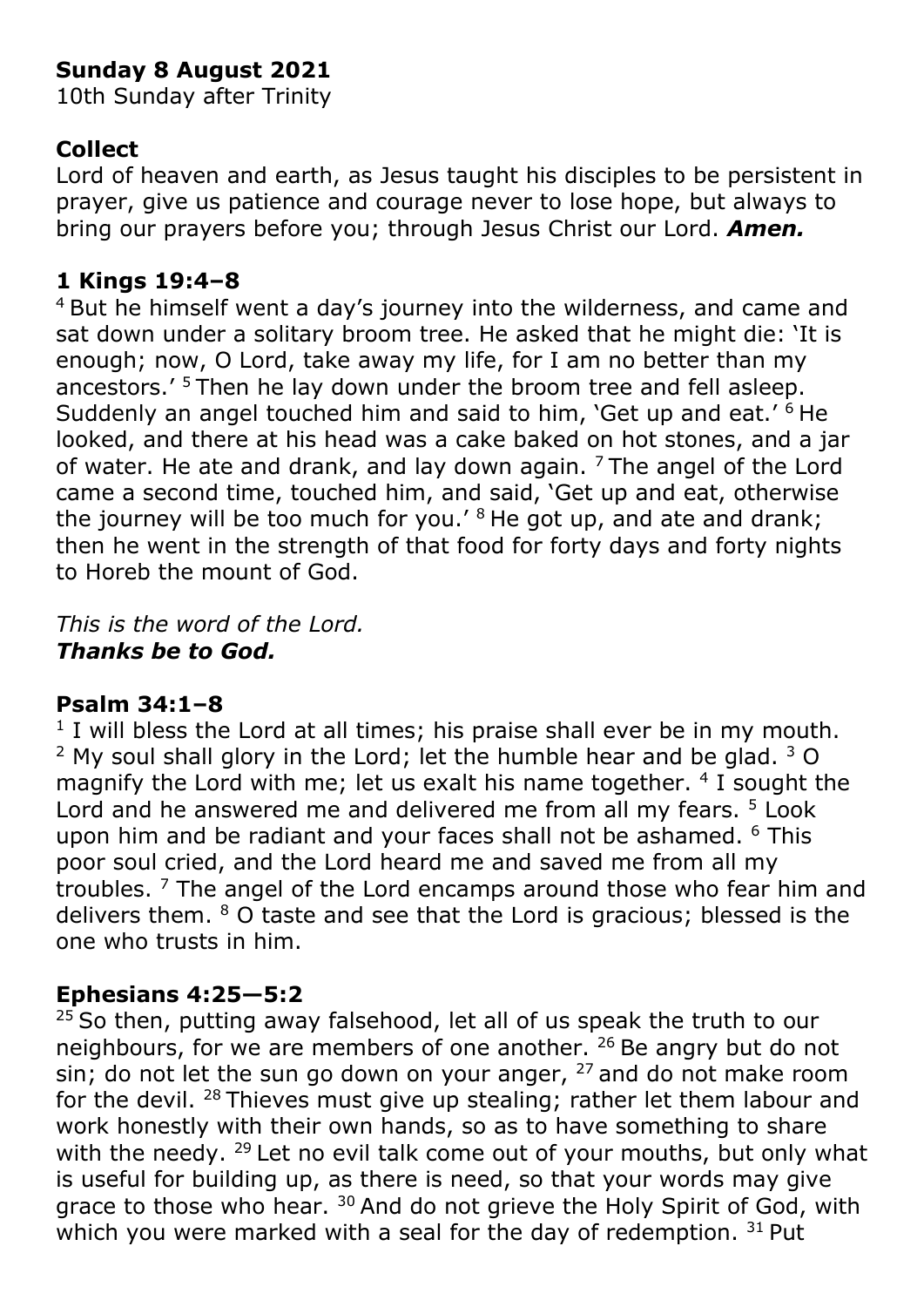**Sunday 8 August 2021**
10th Sunday after Trinity

**Collect**
Lord of heaven and earth, as Jesus taught his disciples to be persistent in prayer, give us patience and courage never to lose hope, but always to bring our prayers before you; through Jesus Christ our Lord. ***Amen.***

**1 Kings 19:4–8**
[4] But he himself went a day's journey into the wilderness, and came and sat down under a solitary broom tree. He asked that he might die: 'It is enough; now, O Lord, take away my life, for I am no better than my ancestors.' [5] Then he lay down under the broom tree and fell asleep. Suddenly an angel touched him and said to him, 'Get up and eat.' [6] He looked, and there at his head was a cake baked on hot stones, and a jar of water. He ate and drank, and lay down again. [7] The angel of the Lord came a second time, touched him, and said, 'Get up and eat, otherwise the journey will be too much for you.' [8] He got up, and ate and drank; then he went in the strength of that food for forty days and forty nights to Horeb the mount of God.

*This is the word of the Lord.*
***Thanks be to God.***

**Psalm 34:1–8**
[1] I will bless the Lord at all times; his praise shall ever be in my mouth. [2] My soul shall glory in the Lord; let the humble hear and be glad. [3] O magnify the Lord with me; let us exalt his name together. [4] I sought the Lord and he answered me and delivered me from all my fears. [5] Look upon him and be radiant and your faces shall not be ashamed. [6] This poor soul cried, and the Lord heard me and saved me from all my troubles. [7] The angel of the Lord encamps around those who fear him and delivers them. [8] O taste and see that the Lord is gracious; blessed is the one who trusts in him.

**Ephesians 4:25—5:2**
[25] So then, putting away falsehood, let all of us speak the truth to our neighbours, for we are members of one another. [26] Be angry but do not sin; do not let the sun go down on your anger, [27] and do not make room for the devil. [28] Thieves must give up stealing; rather let them labour and work honestly with their own hands, so as to have something to share with the needy. [29] Let no evil talk come out of your mouths, but only what is useful for building up, as there is need, so that your words may give grace to those who hear. [30] And do not grieve the Holy Spirit of God, with which you were marked with a seal for the day of redemption. [31] Put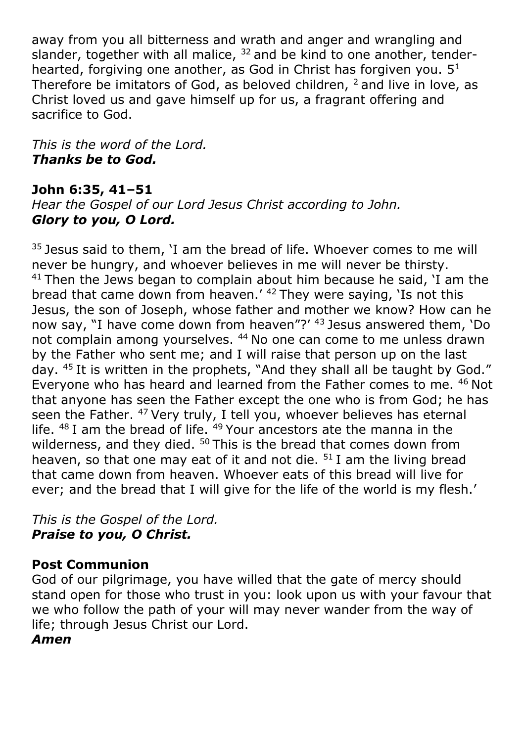away from you all bitterness and wrath and anger and wrangling and slander, together with all malice, [32] and be kind to one another, tender-hearted, forgiving one another, as God in Christ has forgiven you. 5[1] Therefore be imitators of God, as beloved children, [2] and live in love, as Christ loved us and gave himself up for us, a fragrant offering and sacrifice to God.

*This is the word of the Lord.*
***Thanks be to God.***

**John 6:35, 41–51**
*Hear the Gospel of our Lord Jesus Christ according to John.*
***Glory to you, O Lord.***

[35] Jesus said to them, 'I am the bread of life. Whoever comes to me will never be hungry, and whoever believes in me will never be thirsty. [41] Then the Jews began to complain about him because he said, 'I am the bread that came down from heaven.' [42] They were saying, 'Is not this Jesus, the son of Joseph, whose father and mother we know? How can he now say, "I have come down from heaven"?' [43] Jesus answered them, 'Do not complain among yourselves. [44] No one can come to me unless drawn by the Father who sent me; and I will raise that person up on the last day. [45] It is written in the prophets, "And they shall all be taught by God." Everyone who has heard and learned from the Father comes to me. [46] Not that anyone has seen the Father except the one who is from God; he has seen the Father. [47] Very truly, I tell you, whoever believes has eternal life. [48] I am the bread of life. [49] Your ancestors ate the manna in the wilderness, and they died. [50] This is the bread that comes down from heaven, so that one may eat of it and not die. [51] I am the living bread that came down from heaven. Whoever eats of this bread will live for ever; and the bread that I will give for the life of the world is my flesh.'

*This is the Gospel of the Lord.*
***Praise to you, O Christ.***

**Post Communion**
God of our pilgrimage, you have willed that the gate of mercy should stand open for those who trust in you: look upon us with your favour that we who follow the path of your will may never wander from the way of life; through Jesus Christ our Lord.
***Amen***